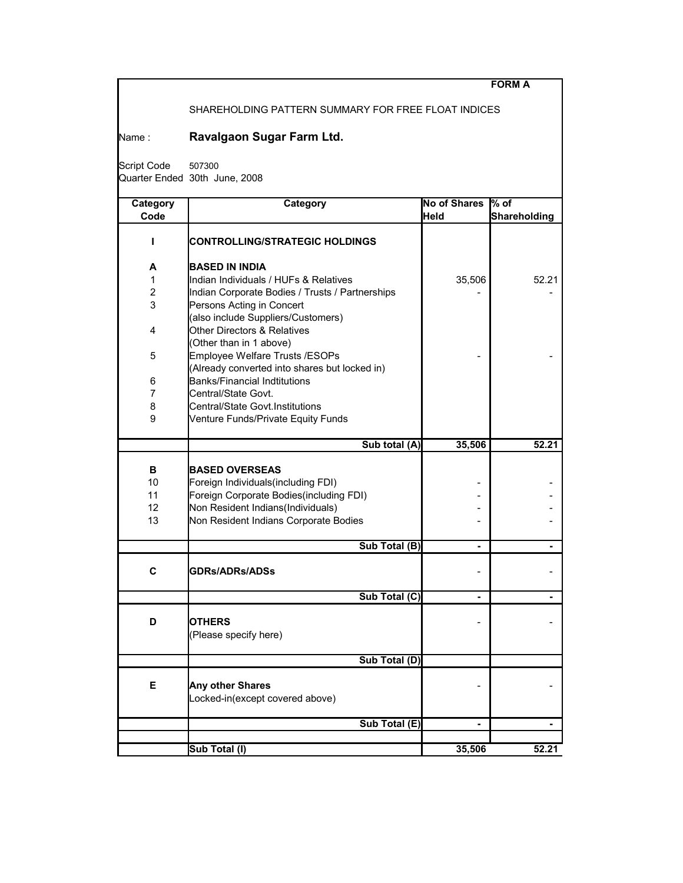**FORM A**

SHAREHOLDING PATTERN SUMMARY FOR FREE FLOAT INDICES

Name : **Ravalgaon Sugar Farm Ltd.**

Script Code 507300
Quarter Ended 30th June, 2008

| Category Code | Category | No of Shares Held | % of Shareholding |
|---|---|---|---|
| **I** | **CONTROLLING/STRATEGIC HOLDINGS** | | |
| **A** | **BASED IN INDIA** | | |
| 1 | Indian Individuals / HUFs & Relatives | 35,506 | 52.21 |
| 2 | Indian Corporate Bodies / Trusts / Partnerships | - | - |
| 3 | Persons Acting in Concert (also include Suppliers/Customers) | | |
| 4 | Other Directors & Relatives (Other than in 1 above) | | |
| 5 | Employee Welfare Trusts /ESOPs (Already converted into shares but locked in) | - | - |
| 6 | Banks/Financial Indtitutions | | |
| 7 | Central/State Govt. | | |
| 8 | Central/State Govt.Institutions | | |
| 9 | Venture Funds/Private Equity Funds | | |
| | **Sub total (A)** | **35,506** | **52.21** |
| **B** | **BASED OVERSEAS** | | |
| 10 | Foreign Individuals(including FDI) | - | - |
| 11 | Foreign Corporate Bodies(including FDI) | - | - |
| 12 | Non Resident Indians(Individuals) | - | - |
| 13 | Non Resident Indians Corporate Bodies | - | - |
| | **Sub Total (B)** | **-** | **-** |
| **C** | **GDRs/ADRs/ADSs** | - | - |
| | **Sub Total (C)** | **-** | **-** |
| **D** | **OTHERS** (Please specify here) | - | - |
| | **Sub Total (D)** | | |
| **E** | **Any other Shares** Locked-in(except covered above) | - | - |
| | **Sub Total (E)** | **-** | **-** |
| | **Sub Total (I)** | **35,506** | **52.21** |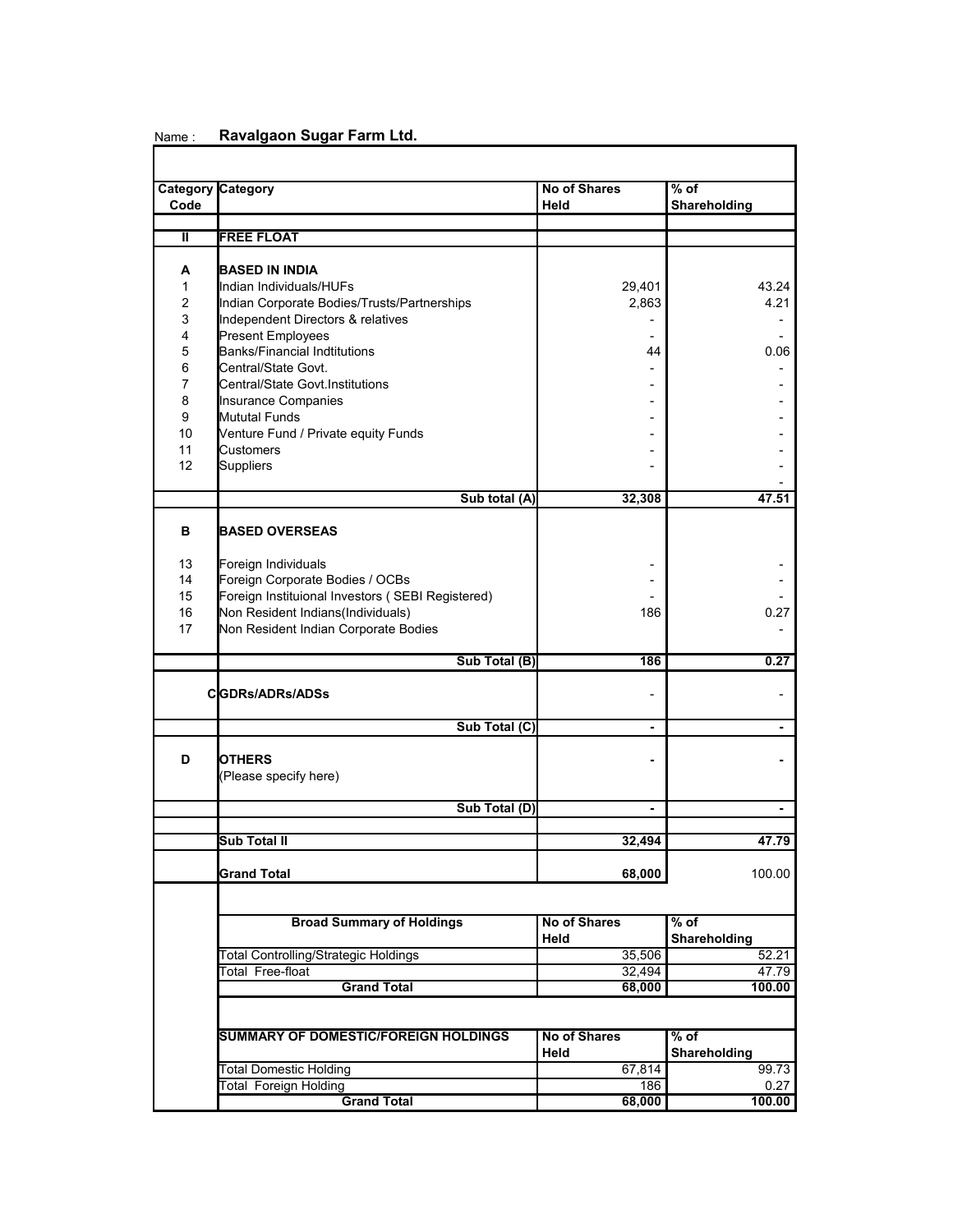Name : **Ravalgaon Sugar Farm Ltd.**

| Category Code | Category | No of Shares Held | % of Shareholding |
|---|---|---|---|
| **II** | **FREE FLOAT** | | |
| **A** | **BASED IN INDIA** | | |
| 1 | Indian Individuals/HUFs | 29,401 | 43.24 |
| 2 | Indian Corporate Bodies/Trusts/Partnerships | 2,863 | 4.21 |
| 3 | Independent Directors & relatives | - | - |
| 4 | Present Employees | - | - |
| 5 | Banks/Financial Indtitutions | 44 | 0.06 |
| 6 | Central/State Govt. | - | - |
| 7 | Central/State Govt.Institutions | - | - |
| 8 | Insurance Companies | - | - |
| 9 | Mututal Funds | - | - |
| 10 | Venture Fund / Private equity Funds | - | - |
| 11 | Customers | - | - |
| 12 | Suppliers | - | - |
| | | | - |
| | **Sub total (A)** | **32,308** | **47.51** |
| **B** | **BASED OVERSEAS** | | |
| 13 | Foreign Individuals | - | - |
| 14 | Foreign Corporate Bodies / OCBs | - | - |
| 15 | Foreign Instituional Investors ( SEBI Registered) | - | - |
| 16 | Non Resident Indians(Individuals) | 186 | 0.27 |
| 17 | Non Resident Indian Corporate Bodies | | - |
| | **Sub Total (B)** | **186** | **0.27** |
| **C** | **GDRs/ADRs/ADSs** | - | - |
| | **Sub Total (C)** | **-** | **-** |
| **D** | **OTHERS** (Please specify here) | **-** | **-** |
| | **Sub Total (D)** | **-** | **-** |
| | **Sub Total II** | **32,494** | **47.79** |
| | **Grand Total** | **68,000** | 100.00 |

| Broad Summary of Holdings | No of Shares Held | % of Shareholding |
|---|---|---|
| Total Controlling/Strategic Holdings | 35,506 | 52.21 |
| Total Free-float | 32,494 | 47.79 |
| **Grand Total** | **68,000** | **100.00** |

| SUMMARY OF DOMESTIC/FOREIGN HOLDINGS | No of Shares Held | % of Shareholding |
|---|---|---|
| Total Domestic Holding | 67,814 | 99.73 |
| Total Foreign Holding | 186 | 0.27 |
| **Grand Total** | **68,000** | **100.00** |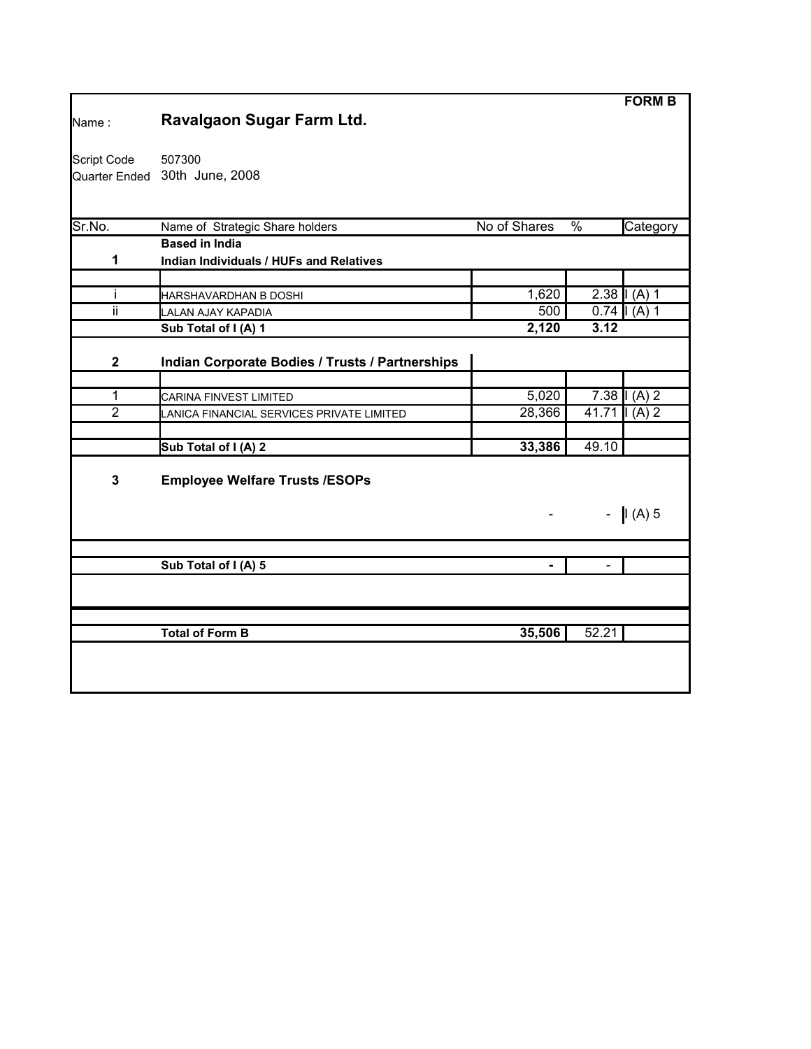**FORM B**

Name : **Ravalgaon Sugar Farm Ltd.**

Script Code 507300

Quarter Ended 30th June, 2008

| Sr.No. | Name of Strategic Share holders | No of Shares | % | Category |
|---|---|---|---|---|
| | **Based in India** | | | |
| **1** | **Indian Individuals / HUFs and Relatives** | | | |
| i | HARSHAVARDHAN B DOSHI | 1,620 | 2.38 | I (A) 1 |
| ii | LALAN AJAY KAPADIA | 500 | 0.74 | I (A) 1 |
| | **Sub Total of I (A) 1** | **2,120** | **3.12** | |
| **2** | **Indian Corporate Bodies / Trusts / Partnerships** | | | |
| 1 | CARINA FINVEST LIMITED | 5,020 | 7.38 | I (A) 2 |
| 2 | LANICA FINANCIAL SERVICES PRIVATE LIMITED | 28,366 | 41.71 | I (A) 2 |
| | **Sub Total of I (A) 2** | **33,386** | 49.10 | |
| **3** | **Employee Welfare Trusts /ESOPs** | | | |
| | | - | - | I (A) 5 |
| | **Sub Total of I (A) 5** | **-** | - | |
| | **Total of Form B** | **35,506** | 52.21 | |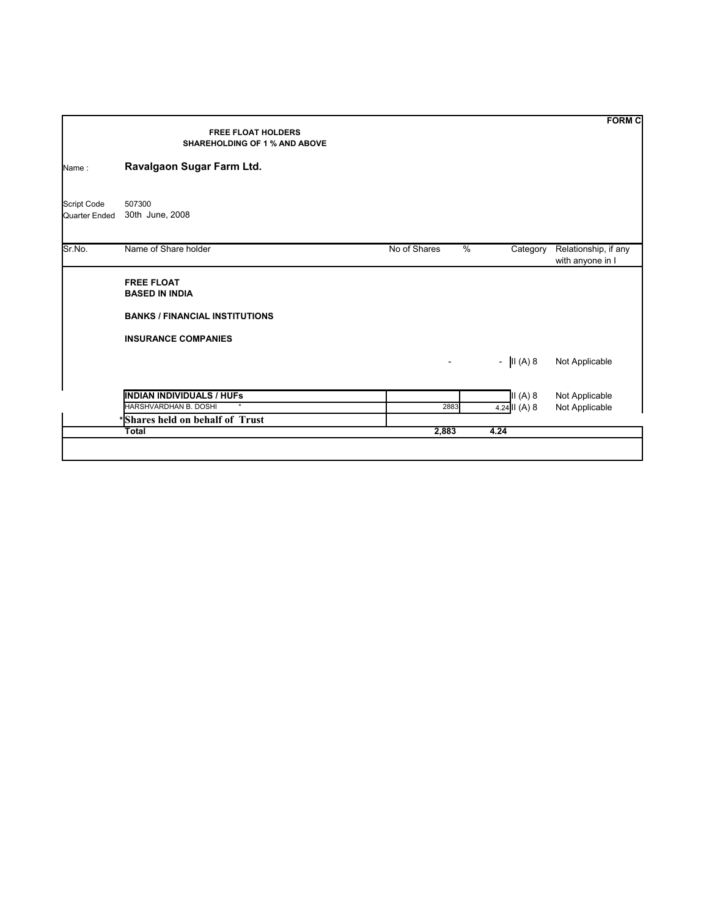FORM C

**FREE FLOAT HOLDERS**
**SHAREHOLDING OF 1 % AND ABOVE**

Name : **Ravalgaon Sugar Farm Ltd.**

Script Code 507300
Quarter Ended 30th June, 2008

| Sr.No. | Name of Share holder | No of Shares | % | Category | Relationship, if any with anyone in I |
|---|---|---|---|---|---|
| | **FREE FLOAT** | | | | |
| | **BASED IN INDIA** | | | | |
| | **BANKS / FINANCIAL INSTITUTIONS** | | | | |
| | **INSURANCE COMPANIES** | | | | |
| | | - | - | II (A) 8 | Not Applicable |
| | **INDIAN INDIVIDUALS / HUFs** | | | II (A) 8 | Not Applicable |
| | HARSHVARDHAN B. DOSHI * | 2883 | 4.24 | II (A) 8 | Not Applicable |
| | ***Shares held on behalf of Trust** | | | | |
| | **Total** | **2,883** | **4.24** | | |